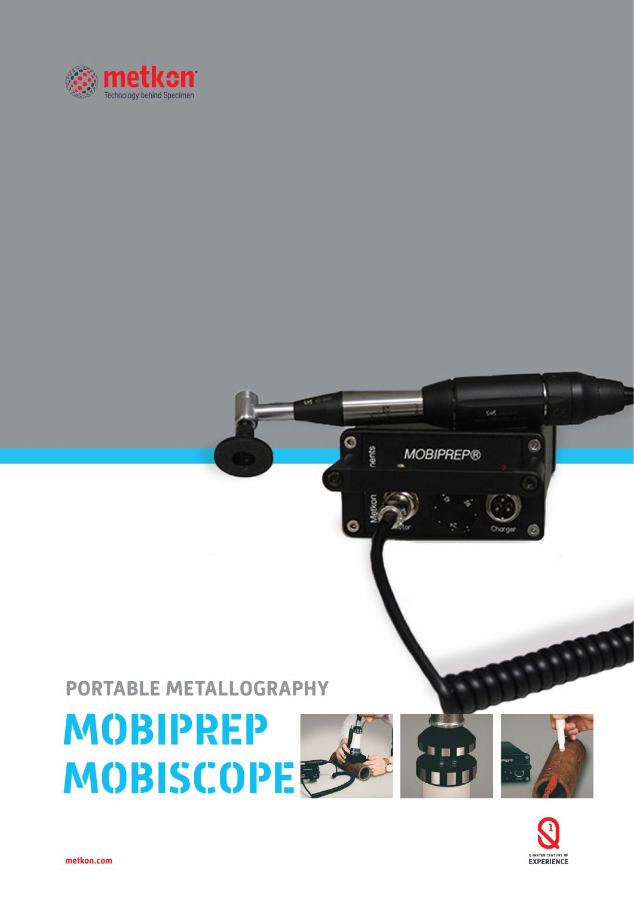metkon
Technology behind Specimen

PORTABLE METALLOGRAPHY

# MOBIPREP
# MOBISCOPE

QUARTER CENTURY OF EXPERIENCE

metkon.com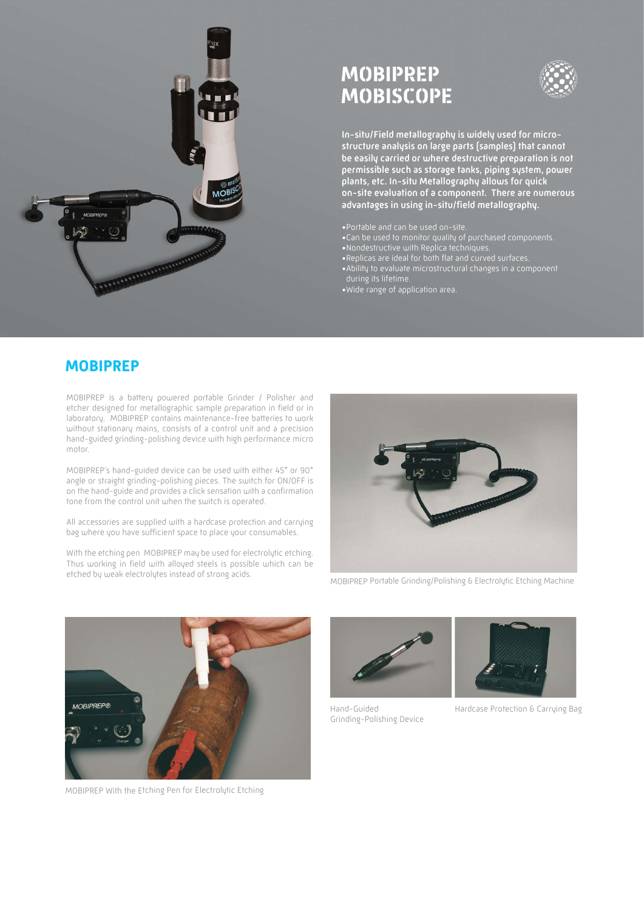# MOBIPREP MOBISCOPE

**In-situ/Field metallography is widely used for micro-structure analysis on large parts (samples) that cannot be easily carried or where destructive preparation is not permissible such as storage tanks, piping system, power plants, etc. In-situ Metallography allows for quick on-site evaluation of a component. There are numerous advantages in using in-situ/field metallography.**

- Portable and can be used on-site.
- Can be used to monitor quality of purchased components.
- Nondestructive with Replica techniques.
- Replicas are ideal for both flat and curved surfaces.
- Ability to evaluate microstructural changes in a component during its lifetime.
- Wide range of application area.

## MOBIPREP

MOBIPREP is a battery powered portable Grinder / Polisher and etcher designed for metallographic sample preparation in field or in laboratory. MOBIPREP contains maintenance-free batteries to work without stationary mains, consists of a control unit and a precision hand-guided grinding-polishing device with high performance micro motor.

MOBIPREP's hand-guided device can be used with either 45° or 90° angle or straight grinding-polishing pieces. The switch for ON/OFF is on the hand-guide and provides a click sensation with a confirmation tone from the control unit when the switch is operated.

All accessories are supplied with a hardcase protection and carrying bag where you have sufficient space to place your consumables.

With the etching pen MOBIPREP may be used for electrolytic etching. Thus working in field with alloyed steels is possible which can be etched by weak electrolytes instead of strong acids.

MOBIPREP Portable Grinding/Polishing & Electrolytic Etching Machine

MOBIPREP With the Etching Pen for Electrolytic Etching

Hand-Guided Grinding-Polishing Device

Hardcase Protection & Carrying Bag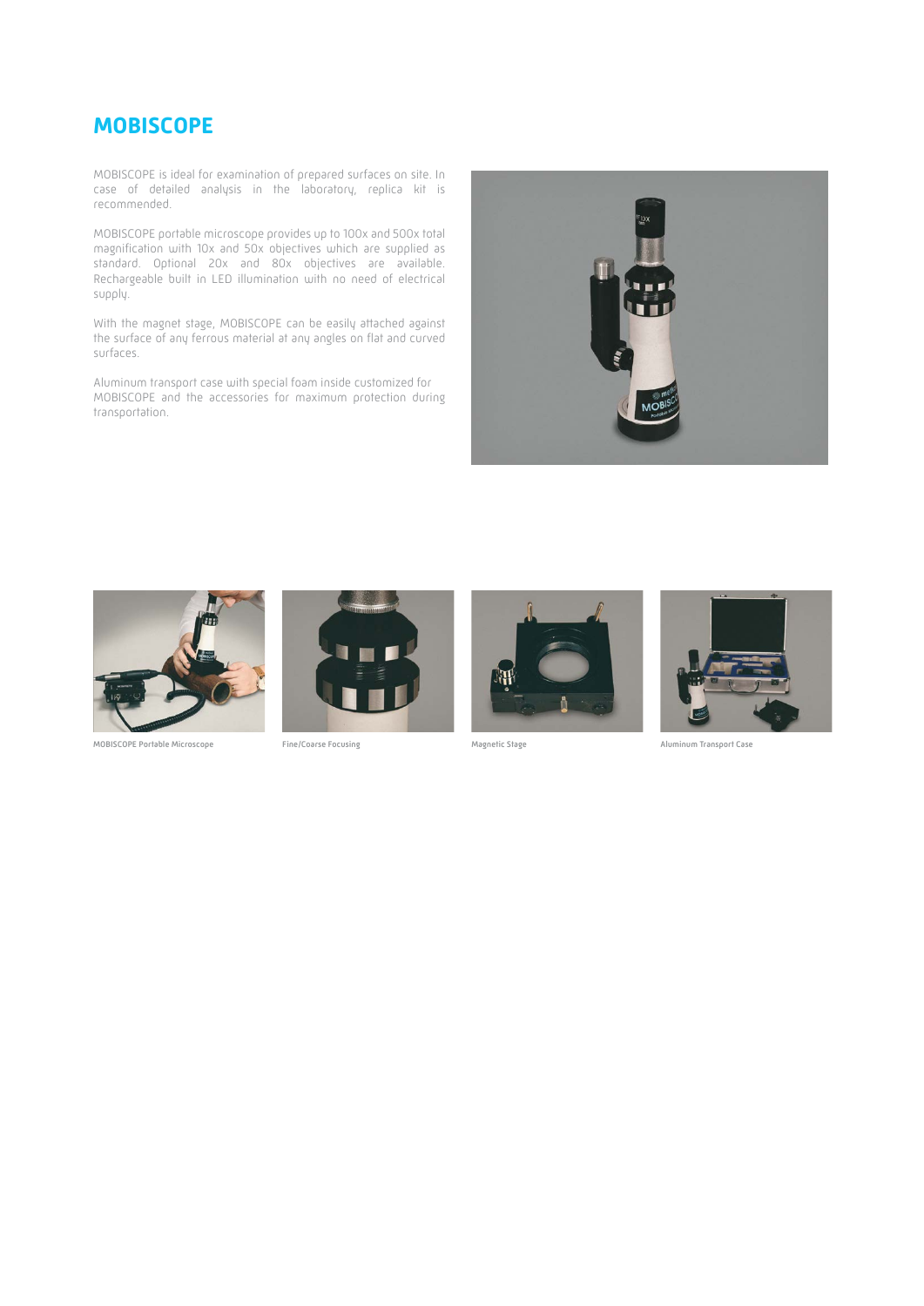# MOBISCOPE

MOBISCOPE is ideal for examination of prepared surfaces on site. In case of detailed analysis in the laboratory, replica kit is recommended.

MOBISCOPE portable microscope provides up to 100x and 500x total magnification with 10x and 50x objectives which are supplied as standard. Optional 20x and 80x objectives are available. Rechargeable built in LED illumination with no need of electrical supply.

With the magnet stage, MOBISCOPE can be easily attached against the surface of any ferrous material at any angles on flat and curved surfaces.

Aluminum transport case with special foam inside customized for MOBISCOPE and the accessories for maximum protection during transportation.

MOBISCOPE Portable Microscope

Fine/Coarse Focusing

Magnetic Stage

Aluminum Transport Case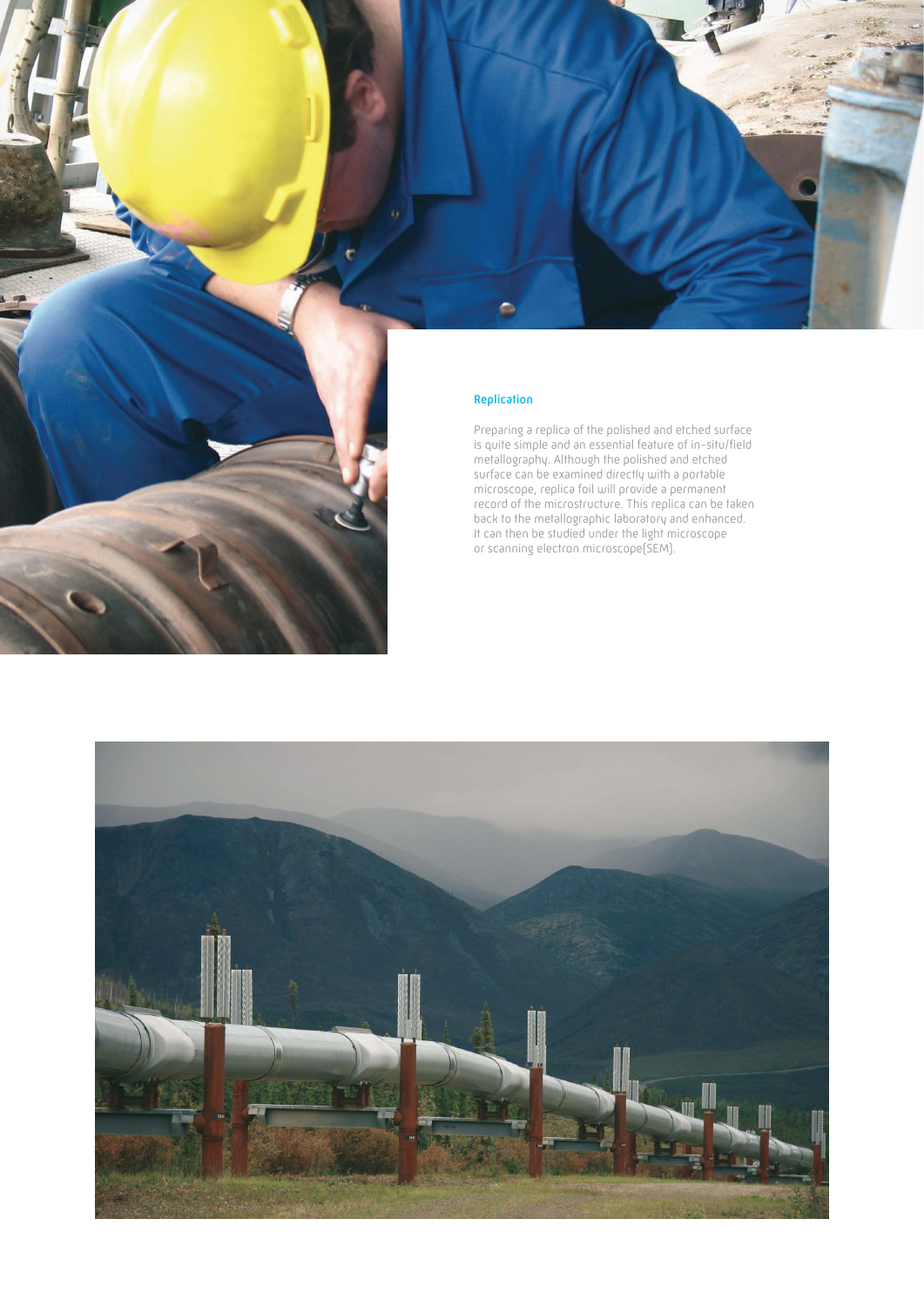## Replication

Preparing a replica of the polished and etched surface is quite simple and an essential feature of in-situ/field metallography. Although the polished and etched surface can be examined directly with a portable microscope, replica foil will provide a permanent record of the microstructure. This replica can be taken back to the metallographic laboratory and enhanced. It can then be studied under the light microscope or scanning electron microscope(SEM).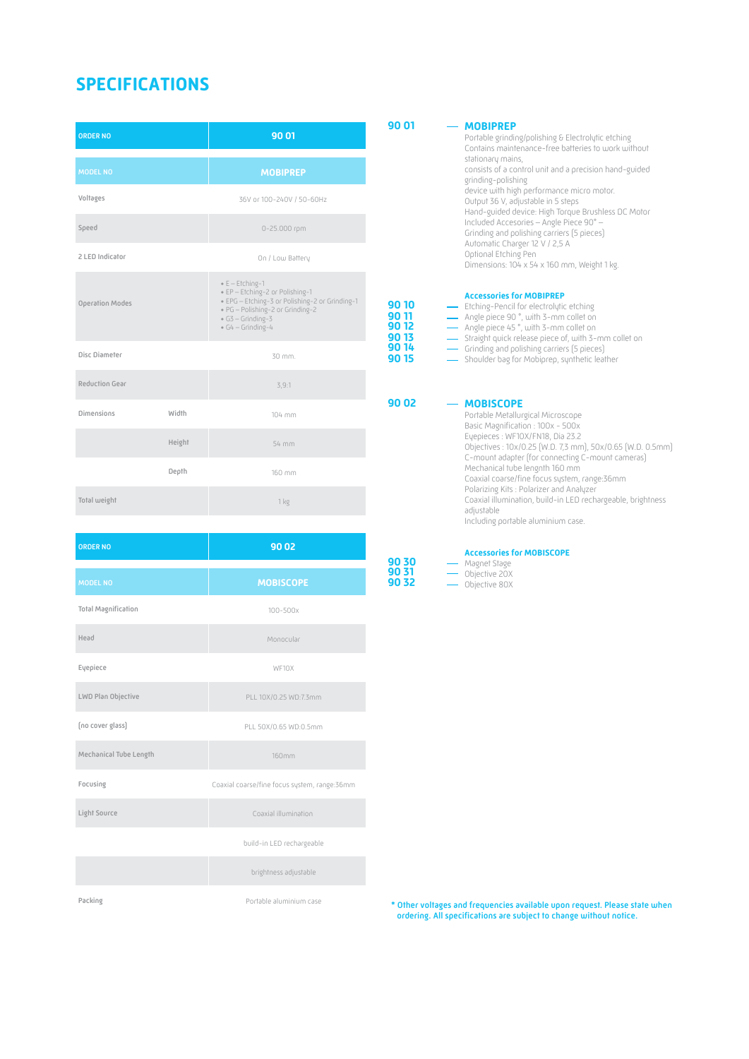# SPECIFICATIONS

| ORDER NO | | 90 01 |
|---|---|---|
| MODEL NO | | MOBIPREP |
| Voltages | | 36V or 100-240V / 50-60Hz |
| Speed | | 0-25.000 rpm |
| 2 LED Indicator | | On / Low Battery |
| Operation Modes | | • E – Etching-1<br>• EP – Etching-2 or Polishing-1<br>• EPG – Etching-3 or Polishing-2 or Grinding-1<br>• PG – Polishing-2 or Grinding-2<br>• G3 – Grinding-3<br>• G4 – Grinding-4 |
| Disc Diameter | | 30 mm. |
| Reduction Gear | | 3,9:1 |
| Dimensions | Width | 104 mm |
| | Height | 54 mm |
| | Depth | 160 mm |
| Total weight | | 1 kg |

| ORDER NO | 90 02 |
|---|---|
| MODEL NO | MOBISCOPE |
| Total Magnification | 100-500x |
| Head | Monocular |
| Eyepiece | WF10X |
| LWD Plan Objective | PLL 10X/0.25 WD:7.3mm |
| (no cover glass) | PLL 50X/0.65 WD:0.5mm |
| Mechanical Tube Length | 160mm |
| Focusing | Coaxial coarse/fine focus system, range:36mm |
| Light Source | Coaxial illumination |
| | build-in LED rechargeable |
| | brightness adjustable |
| Packing | Portable aluminium case |

**90 01** — **MOBIPREP**
Portable grinding/polishing & Electrolytic etching
Contains maintenance-free batteries to work without stationary mains,
consists of a control unit and a precision hand-guided grinding-polishing
device with high performance micro motor.
Output 36 V, adjustable in 5 steps
Hand-guided device: High Torque Brushless DC Motor
Included Accesories – Angle Piece 90° –
Grinding and polishing carriers (5 pieces)
Automatic Charger 12 V / 2,5 A
Optional Etching Pen
Dimensions: 104 x 54 x 160 mm, Weight 1 kg.

**Accessories for MOBIPREP**

- **90 10** — Etching-Pencil for electrolytic etching
- **90 11** — Angle piece 90 °, with 3-mm collet on
- **90 12** — Angle piece 45 °, with 3-mm collet on
- **90 13** — Straight quick release piece of, with 3-mm collet on
- **90 14** — Grinding and polishing carriers (5 pieces)
- **90 15** — Shoulder bag for Mobiprep, synthetic leather

**90 02** — **MOBISCOPE**
Portable Metallurgical Microscope
Basic Magnification : 100x - 500x
Eyepieces : WF10X/FN18, Dia 23.2
Objectives : 10x/0.25 (W.D. 7,3 mm), 50x/0.65 (W.D. 0.5mm)
C-mount adapter (for connecting C-mount cameras)
Mechanical tube lenngth 160 mm
Coaxial coarse/fine focus system, range:36mm
Polarizing Kits : Polarizer and Analyzer
Coaxial illumination, build-in LED rechargeable, brightness adjustable
Including portable aluminium case.

**Accessories for MOBISCOPE**

- **90 30** — Magnet Stage
- **90 31** — Objective 20X
- **90 32** — Objective 80X

* Other voltages and frequencies available upon request. Please state when ordering. All specifications are subject to change without notice.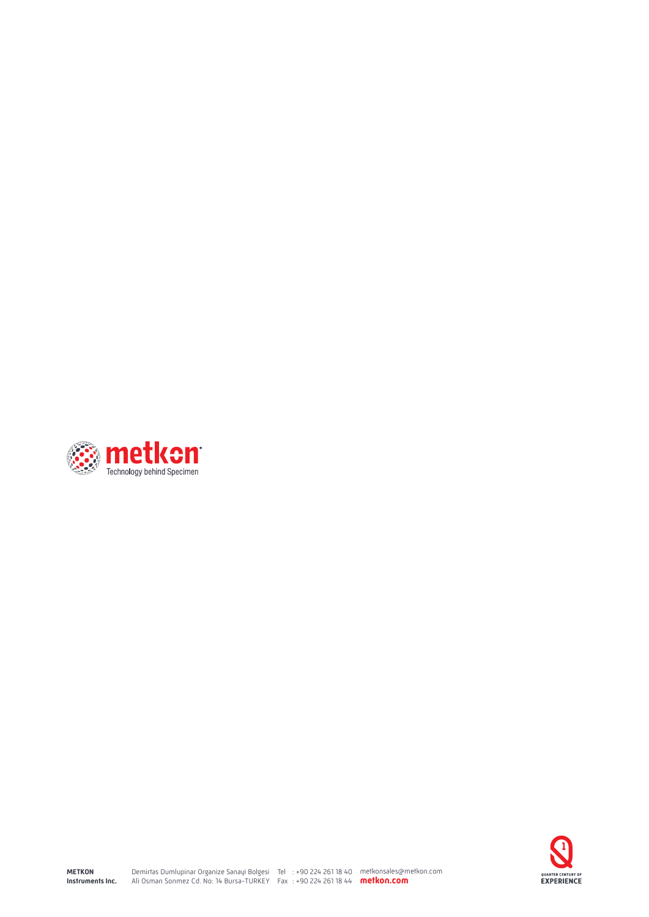metkon

Technology behind Specimen

**METKON Instruments Inc.**

Demirtas Dumlupinar Organize Sanayi Bolgesi
Ali Osman Sonmez Cd. No: 14 Bursa-TURKEY

Tel : +90 224 261 18 40
Fax : +90 224 261 18 44

metkonsales@metkon.com
**metkon.com**

QUARTER CENTURY OF
**EXPERIENCE**